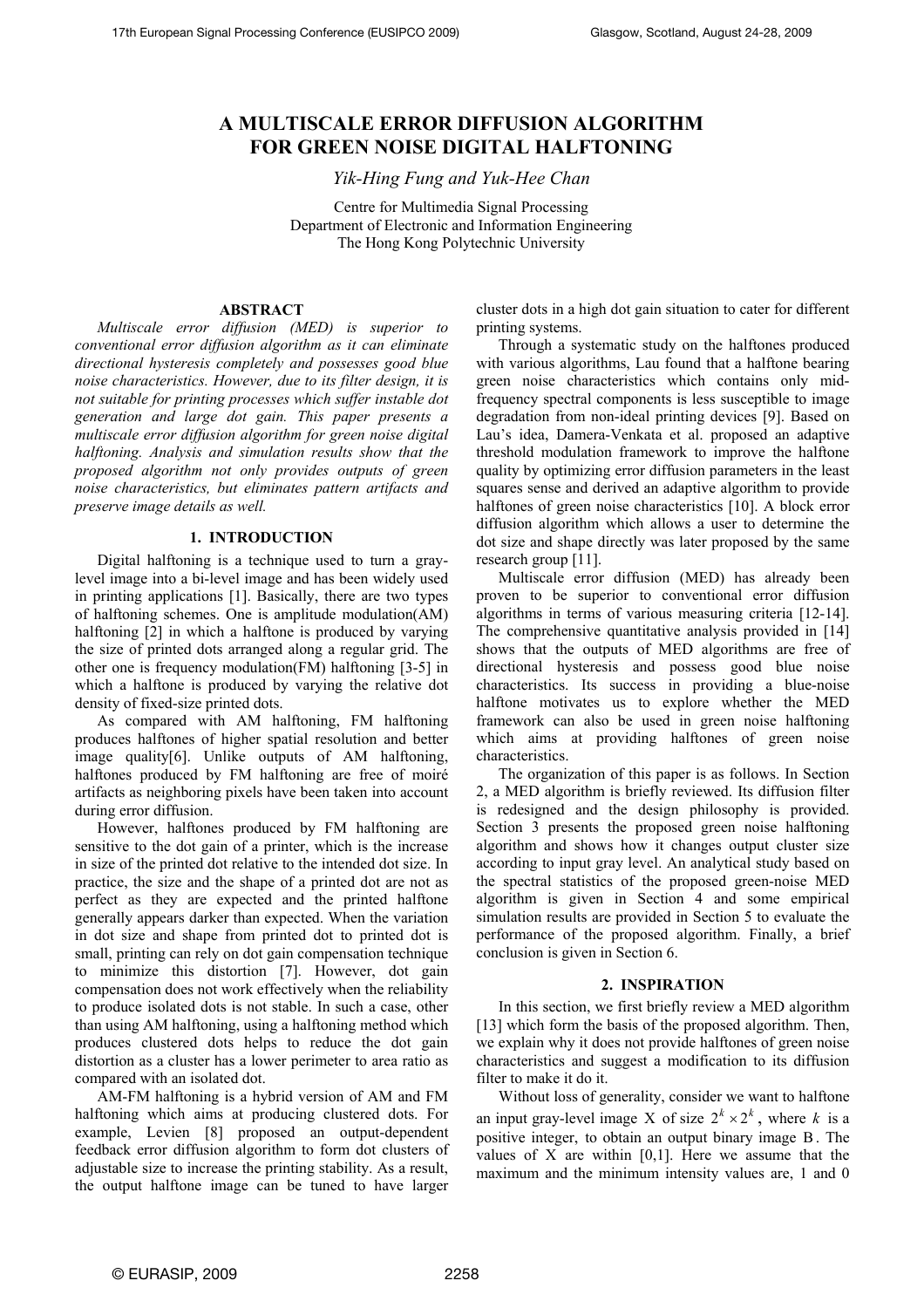# A MULTISCALE ERROR DIFFUSION ALGORITHM FOR GREEN NOISE DIGITAL HALFTONING

*Yik-Hing Fung and Yuk-Hee Chan*

Centre for Multimedia Signal Processing
Department of Electronic and Information Engineering
The Hong Kong Polytechnic University

## ABSTRACT

*Multiscale error diffusion (MED) is superior to conventional error diffusion algorithm as it can eliminate directional hysteresis completely and possesses good blue noise characteristics. However, due to its filter design, it is not suitable for printing processes which suffer instable dot generation and large dot gain. This paper presents a multiscale error diffusion algorithm for green noise digital halftoning. Analysis and simulation results show that the proposed algorithm not only provides outputs of green noise characteristics, but eliminates pattern artifacts and preserve image details as well.*

## 1. INTRODUCTION

Digital halftoning is a technique used to turn a gray-level image into a bi-level image and has been widely used in printing applications [1]. Basically, there are two types of halftoning schemes. One is amplitude modulation(AM) halftoning [2] in which a halftone is produced by varying the size of printed dots arranged along a regular grid. The other one is frequency modulation(FM) halftoning [3-5] in which a halftone is produced by varying the relative dot density of fixed-size printed dots.

As compared with AM halftoning, FM halftoning produces halftones of higher spatial resolution and better image quality[6]. Unlike outputs of AM halftoning, halftones produced by FM halftoning are free of moiré artifacts as neighboring pixels have been taken into account during error diffusion.

However, halftones produced by FM halftoning are sensitive to the dot gain of a printer, which is the increase in size of the printed dot relative to the intended dot size. In practice, the size and the shape of a printed dot are not as perfect as they are expected and the printed halftone generally appears darker than expected. When the variation in dot size and shape from printed dot to printed dot is small, printing can rely on dot gain compensation technique to minimize this distortion [7]. However, dot gain compensation does not work effectively when the reliability to produce isolated dots is not stable. In such a case, other than using AM halftoning, using a halftoning method which produces clustered dots helps to reduce the dot gain distortion as a cluster has a lower perimeter to area ratio as compared with an isolated dot.

AM-FM halftoning is a hybrid version of AM and FM halftoning which aims at producing clustered dots. For example, Levien [8] proposed an output-dependent feedback error diffusion algorithm to form dot clusters of adjustable size to increase the printing stability. As a result, the output halftone image can be tuned to have larger cluster dots in a high dot gain situation to cater for different printing systems.

Through a systematic study on the halftones produced with various algorithms, Lau found that a halftone bearing green noise characteristics which contains only mid-frequency spectral components is less susceptible to image degradation from non-ideal printing devices [9]. Based on Lau's idea, Damera-Venkata et al. proposed an adaptive threshold modulation framework to improve the halftone quality by optimizing error diffusion parameters in the least squares sense and derived an adaptive algorithm to provide halftones of green noise characteristics [10]. A block error diffusion algorithm which allows a user to determine the dot size and shape directly was later proposed by the same research group [11].

Multiscale error diffusion (MED) has already been proven to be superior to conventional error diffusion algorithms in terms of various measuring criteria [12-14]. The comprehensive quantitative analysis provided in [14] shows that the outputs of MED algorithms are free of directional hysteresis and possess good blue noise characteristics. Its success in providing a blue-noise halftone motivates us to explore whether the MED framework can also be used in green noise halftoning which aims at providing halftones of green noise characteristics.

The organization of this paper is as follows. In Section 2, a MED algorithm is briefly reviewed. Its diffusion filter is redesigned and the design philosophy is provided. Section 3 presents the proposed green noise halftoning algorithm and shows how it changes output cluster size according to input gray level. An analytical study based on the spectral statistics of the proposed green-noise MED algorithm is given in Section 4 and some empirical simulation results are provided in Section 5 to evaluate the performance of the proposed algorithm. Finally, a brief conclusion is given in Section 6.

## 2. INSPIRATION

In this section, we first briefly review a MED algorithm [13] which form the basis of the proposed algorithm. Then, we explain why it does not provide halftones of green noise characteristics and suggest a modification to its diffusion filter to make it do it.

Without loss of generality, consider we want to halftone an input gray-level image X of size $2^k \times 2^k$, where $k$ is a positive integer, to obtain an output binary image B. The values of X are within [0,1]. Here we assume that the maximum and the minimum intensity values are, 1 and 0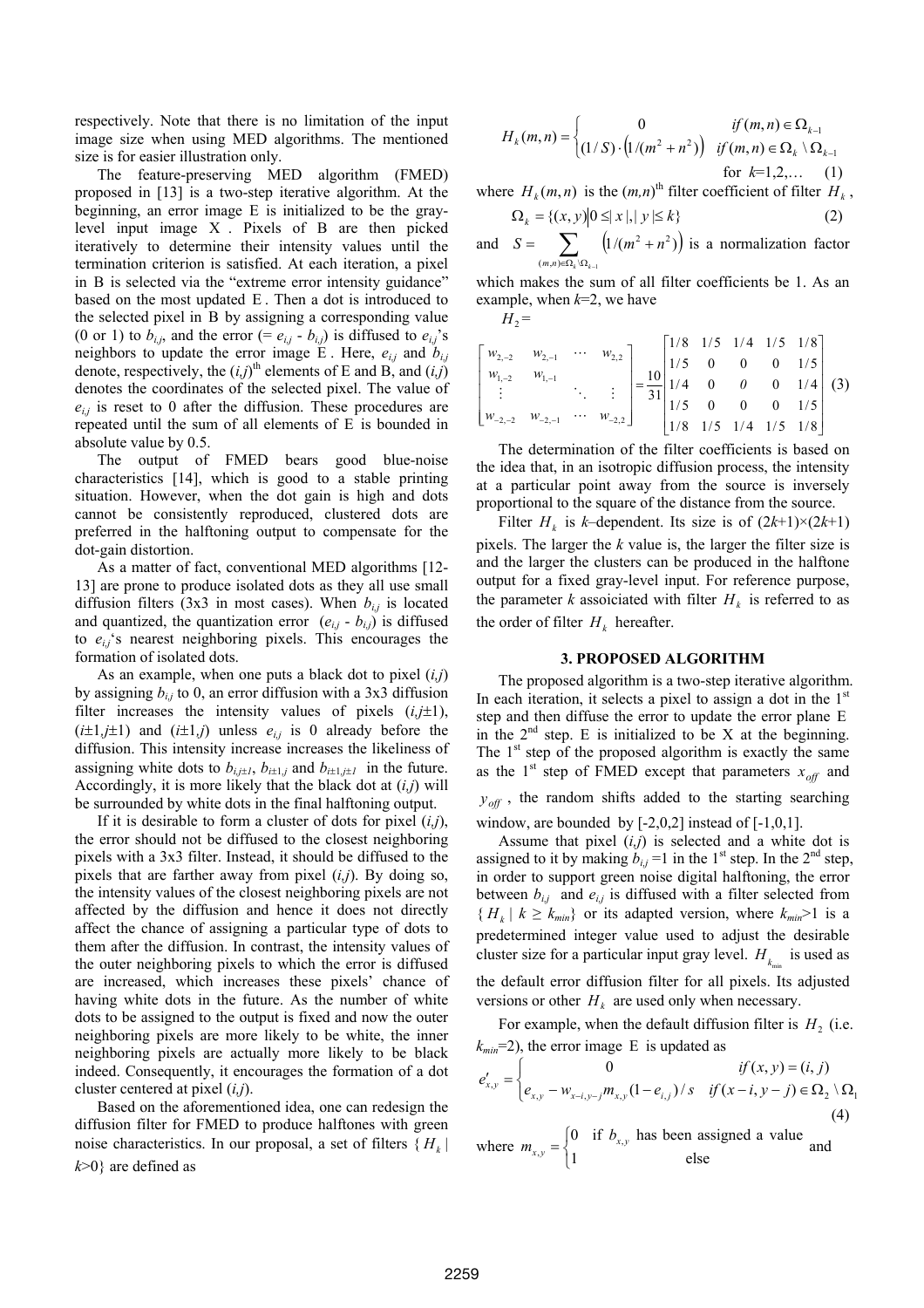respectively. Note that there is no limitation of the input image size when using MED algorithms. The mentioned size is for easier illustration only.

The feature-preserving MED algorithm (FMED) proposed in [13] is a two-step iterative algorithm. At the beginning, an error image E is initialized to be the gray-level input image X . Pixels of B are then picked iteratively to determine their intensity values until the termination criterion is satisfied. At each iteration, a pixel in B is selected via the "extreme error intensity guidance" based on the most updated E . Then a dot is introduced to the selected pixel in B by assigning a corresponding value (0 or 1) to $b_{i,j}$, and the error (= $e_{i,j}$ - $b_{i,j}$) is diffused to $e_{i,j}$'s neighbors to update the error image E . Here, $e_{i,j}$ and $b_{i,j}$ denote, respectively, the $(i,j)^{th}$ elements of E and B, and $(i,j)$ denotes the coordinates of the selected pixel. The value of $e_{i,j}$ is reset to 0 after the diffusion. These procedures are repeated until the sum of all elements of E is bounded in absolute value by 0.5.

The output of FMED bears good blue-noise characteristics [14], which is good to a stable printing situation. However, when the dot gain is high and dots cannot be consistently reproduced, clustered dots are preferred in the halftoning output to compensate for the dot-gain distortion.

As a matter of fact, conventional MED algorithms [12-13] are prone to produce isolated dots as they all use small diffusion filters (3x3 in most cases). When $b_{i,j}$ is located and quantized, the quantization error ($e_{i,j}$ - $b_{i,j}$) is diffused to $e_{i,j}$'s nearest neighboring pixels. This encourages the formation of isolated dots.

As an example, when one puts a black dot to pixel $(i,j)$ by assigning $b_{i,j}$ to 0, an error diffusion with a 3x3 diffusion filter increases the intensity values of pixels $(i,j\pm1)$, $(i\pm1,j\pm1)$ and $(i\pm1,j)$ unless $e_{i,j}$ is 0 already before the diffusion. This intensity increase increases the likeliness of assigning white dots to $b_{i,j\pm1}$, $b_{i\pm1,j}$ and $b_{i\pm1,j\pm1}$ in the future. Accordingly, it is more likely that the black dot at $(i,j)$ will be surrounded by white dots in the final halftoning output.

If it is desirable to form a cluster of dots for pixel $(i,j)$, the error should not be diffused to the closest neighboring pixels with a 3x3 filter. Instead, it should be diffused to the pixels that are farther away from pixel $(i,j)$. By doing so, the intensity values of the closest neighboring pixels are not affected by the diffusion and hence it does not directly affect the chance of assigning a particular type of dots to them after the diffusion. In contrast, the intensity values of the outer neighboring pixels to which the error is diffused are increased, which increases these pixels' chance of having white dots in the future. As the number of white dots to be assigned to the output is fixed and now the outer neighboring pixels are more likely to be white, the inner neighboring pixels are actually more likely to be black indeed. Consequently, it encourages the formation of a dot cluster centered at pixel $(i,j)$.

Based on the aforementioned idea, one can redesign the diffusion filter for FMED to produce halftones with green noise characteristics. In our proposal, a set of filters $\{H_k \mid k>0\}$ are defined as

$$H_k(m,n) = \begin{cases} 0 & if\ (m,n) \in \Omega_{k-1} \\ (1/S)\cdot\left(1/(m^2+n^2)\right) & if\ (m,n) \in \Omega_k \setminus \Omega_{k-1} \end{cases} \quad \text{for } k=1,2,\ldots \tag{1}$$

where $H_k(m,n)$ is the $(m,n)^{th}$ filter coefficient of filter $H_k$,

$$\Omega_k = \{(x,y) \mid 0 \le |x|, |y| \le k\} \tag{2}$$

and $S = \sum_{(m,n)\in\Omega_k\setminus\Omega_{k-1}} \left(1/(m^2+n^2)\right)$ is a normalization factor which makes the sum of all filter coefficients be 1. As an example, when $k$=2, we have

$$H_2 = \begin{bmatrix} w_{2,-2} & w_{2,-1} & \cdots & w_{2,2} \\ w_{1,-2} & w_{1,-1} & & \vdots \\ \vdots & & \ddots & \vdots \\ w_{-2,-2} & w_{-2,-1} & \cdots & w_{-2,2} \end{bmatrix} = \frac{10}{31}\begin{bmatrix} 1/8 & 1/5 & 1/4 & 1/5 & 1/8 \\ 1/5 & 0 & 0 & 0 & 1/5 \\ 1/4 & 0 & 0 & 0 & 1/4 \\ 1/5 & 0 & 0 & 0 & 1/5 \\ 1/8 & 1/5 & 1/4 & 1/5 & 1/8 \end{bmatrix} \tag{3}$$

The determination of the filter coefficients is based on the idea that, in an isotropic diffusion process, the intensity at a particular point away from the source is inversely proportional to the square of the distance from the source.

Filter $H_k$ is $k$–dependent. Its size is of $(2k+1)\times(2k+1)$ pixels. The larger the $k$ value is, the larger the filter size is and the larger the clusters can be produced in the halftone output for a fixed gray-level input. For reference purpose, the parameter $k$ assoiciated with filter $H_k$ is referred to as the order of filter $H_k$ hereafter.

## 3. PROPOSED ALGORITHM

The proposed algorithm is a two-step iterative algorithm. In each iteration, it selects a pixel to assign a dot in the 1[st] step and then diffuse the error to update the error plane E in the 2[nd] step. E is initialized to be X at the beginning. The 1[st] step of the proposed algorithm is exactly the same as the 1[st] step of FMED except that parameters $x_{off}$ and $y_{off}$, the random shifts added to the starting searching window, are bounded by [-2,0,2] instead of [-1,0,1].

Assume that pixel $(i,j)$ is selected and a white dot is assigned to it by making $b_{i,j}$ =1 in the 1[st] step. In the 2[nd] step, in order to support green noise digital halftoning, the error between $b_{i,j}$ and $e_{i,j}$ is diffused with a filter selected from $\{H_k \mid k \ge k_{min}\}$ or its adapted version, where $k_{min}$>1 is a predetermined integer value used to adjust the desirable cluster size for a particular input gray level. $H_{k_{min}}$ is used as the default error diffusion filter for all pixels. Its adjusted versions or other $H_k$ are used only when necessary.

For example, when the default diffusion filter is $H_2$ (i.e. $k_{min}$=2), the error image E is updated as

$$e'_{x,y} = \begin{cases} 0 & if\ (x,y)=(i,j) \\ e_{x,y} - w_{x-i,y-j}\, m_{x,y}(1-e_{i,j})/s & if\ (x-i,y-j)\in\Omega_2\setminus\Omega_1 \end{cases} \tag{4}$$

where $m_{x,y} = \begin{cases} 0 & \text{if } b_{x,y} \text{ has been assigned a value} \\ 1 & \text{else} \end{cases}$ and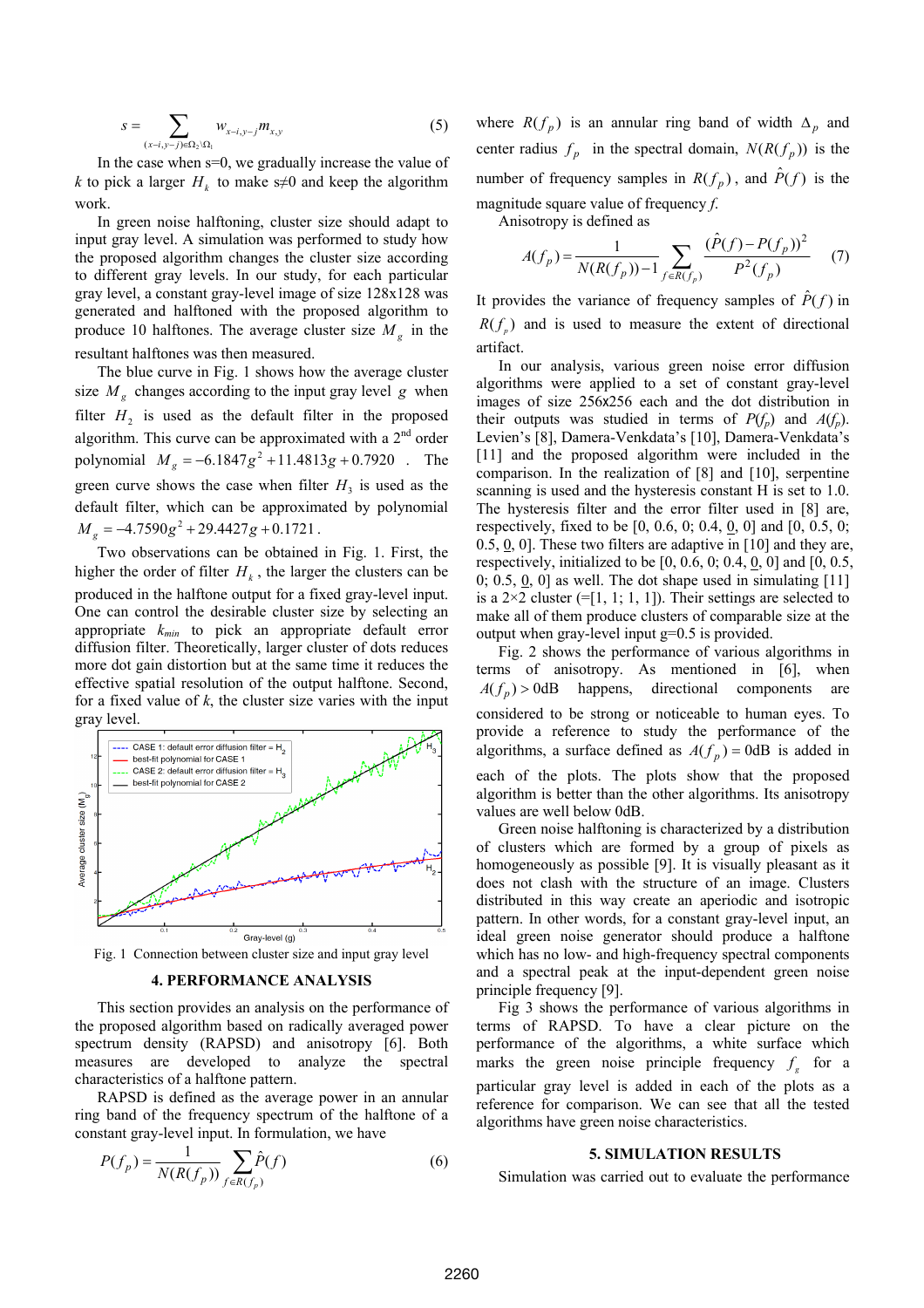$$s = \sum_{(x-i,y-j)\in\Omega_2\setminus\Omega_1} w_{x-i,y-j} m_{x,y} \tag{5}$$

In the case when s=0, we gradually increase the value of $k$ to pick a larger $H_k$ to make s≠0 and keep the algorithm work.

In green noise halftoning, cluster size should adapt to input gray level. A simulation was performed to study how the proposed algorithm changes the cluster size according to different gray levels. In our study, for each particular gray level, a constant gray-level image of size 128x128 was generated and halftoned with the proposed algorithm to produce 10 halftones. The average cluster size $M_g$ in the resultant halftones was then measured.

The blue curve in Fig. 1 shows how the average cluster size $M_g$ changes according to the input gray level $g$ when filter $H_2$ is used as the default filter in the proposed algorithm. This curve can be approximated with a 2nd order polynomial $M_g = -6.1847g^2 + 11.4813g + 0.7920$. The green curve shows the case when filter $H_3$ is used as the default filter, which can be approximated by polynomial $M_g = -4.7590g^2 + 29.4427g + 0.1721$.

Two observations can be obtained in Fig. 1. First, the higher the order of filter $H_k$, the larger the clusters can be produced in the halftone output for a fixed gray-level input. One can control the desirable cluster size by selecting an appropriate $k_{min}$ to pick an appropriate default error diffusion filter. Theoretically, larger cluster of dots reduces more dot gain distortion but at the same time it reduces the effective spatial resolution of the output halftone. Second, for a fixed value of $k$, the cluster size varies with the input gray level.

Fig. 1 Connection between cluster size and input gray level

## 4. PERFORMANCE ANALYSIS

This section provides an analysis on the performance of the proposed algorithm based on radically averaged power spectrum density (RAPSD) and anisotropy [6]. Both measures are developed to analyze the spectral characteristics of a halftone pattern.

RAPSD is defined as the average power in an annular ring band of the frequency spectrum of the halftone of a constant gray-level input. In formulation, we have

$$P(f_p) = \frac{1}{N(R(f_p))} \sum_{f\in R(f_p)} \hat{P}(f) \tag{6}$$

where $R(f_p)$ is an annular ring band of width $\Delta_p$ and center radius $f_p$ in the spectral domain, $N(R(f_p))$ is the number of frequency samples in $R(f_p)$, and $\hat{P}(f)$ is the magnitude square value of frequency $f$.

Anisotropy is defined as

$$A(f_p) = \frac{1}{N(R(f_p))-1} \sum_{f\in R(f_p)} \frac{(\hat{P}(f) - P(f_p))^2}{P^2(f_p)} \tag{7}$$

It provides the variance of frequency samples of $\hat{P}(f)$ in $R(f_p)$ and is used to measure the extent of directional artifact.

In our analysis, various green noise error diffusion algorithms were applied to a set of constant gray-level images of size 256x256 each and the dot distribution in their outputs was studied in terms of $P(f_p)$ and $A(f_p)$. Levien's [8], Damera-Venkdata's [10], Damera-Venkdata's [11] and the proposed algorithm were included in the comparison. In the realization of [8] and [10], serpentine scanning is used and the hysteresis constant H is set to 1.0. The hysteresis filter and the error filter used in [8] are, respectively, fixed to be [0, 0.6, 0; 0.4, 0, 0] and [0, 0.5, 0; 0.5, 0, 0]. These two filters are adaptive in [10] and they are, respectively, initialized to be [0, 0.6, 0; 0.4, 0, 0] and [0, 0.5, 0; 0.5, 0, 0] as well. The dot shape used in simulating [11] is a 2×2 cluster (=[1, 1; 1, 1]). Their settings are selected to make all of them produce clusters of comparable size at the output when gray-level input g=0.5 is provided.

Fig. 2 shows the performance of various algorithms in terms of anisotropy. As mentioned in [6], when $A(f_p) > 0\text{dB}$ happens, directional components are considered to be strong or noticeable to human eyes. To provide a reference to study the performance of the algorithms, a surface defined as $A(f_p) = 0\text{dB}$ is added in each of the plots. The plots show that the proposed algorithm is better than the other algorithms. Its anisotropy values are well below 0dB.

Green noise halftoning is characterized by a distribution of clusters which are formed by a group of pixels as homogeneously as possible [9]. It is visually pleasant as it does not clash with the structure of an image. Clusters distributed in this way create an aperiodic and isotropic pattern. In other words, for a constant gray-level input, an ideal green noise generator should produce a halftone which has no low- and high-frequency spectral components and a spectral peak at the input-dependent green noise principle frequency [9].

Fig 3 shows the performance of various algorithms in terms of RAPSD. To have a clear picture on the performance of the algorithms, a white surface which marks the green noise principle frequency $f_g$ for a particular gray level is added in each of the plots as a reference for comparison. We can see that all the tested algorithms have green noise characteristics.

## 5. SIMULATION RESULTS

Simulation was carried out to evaluate the performance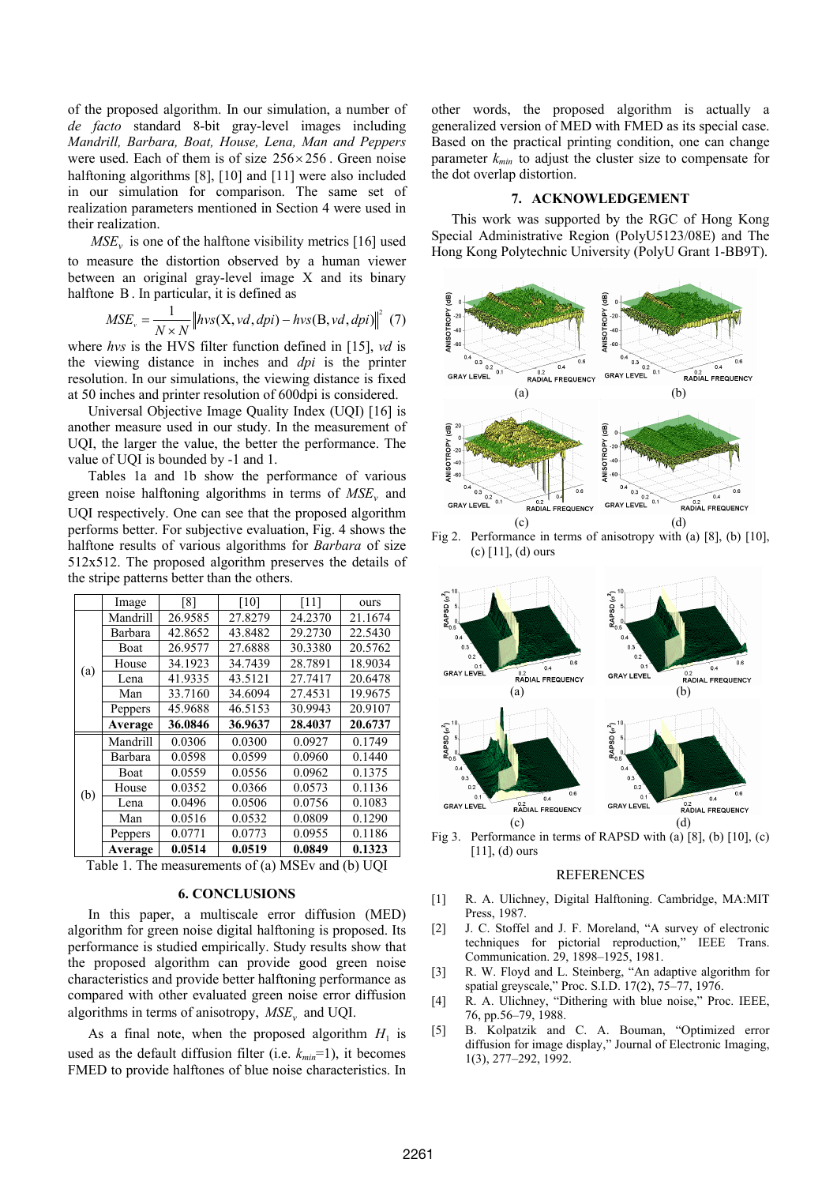of the proposed algorithm. In our simulation, a number of *de facto* standard 8-bit gray-level images including *Mandrill, Barbara, Boat, House, Lena, Man and Peppers* were used. Each of them is of size $256 \times 256$. Green noise halftoning algorithms [8], [10] and [11] were also included in our simulation for comparison. The same set of realization parameters mentioned in Section 4 were used in their realization.

$MSE_v$ is one of the halftone visibility metrics [16] used to measure the distortion observed by a human viewer between an original gray-level image X and its binary halftone B. In particular, it is defined as

$$MSE_v = \frac{1}{N \times N} \left\| hvs(\mathrm{X}, vd, dpi) - hvs(\mathrm{B}, vd, dpi) \right\|^2 \quad (7)$$

where *hvs* is the HVS filter function defined in [15], *vd* is the viewing distance in inches and *dpi* is the printer resolution. In our simulations, the viewing distance is fixed at 50 inches and printer resolution of 600dpi is considered.

Universal Objective Image Quality Index (UQI) [16] is another measure used in our study. In the measurement of UQI, the larger the value, the better the performance. The value of UQI is bounded by -1 and 1.

Tables 1a and 1b show the performance of various green noise halftoning algorithms in terms of $MSE_v$ and UQI respectively. One can see that the proposed algorithm performs better. For subjective evaluation, Fig. 4 shows the halftone results of various algorithms for *Barbara* of size 512x512. The proposed algorithm preserves the details of the stripe patterns better than the others.

| | Image | [8] | [10] | [11] | ours |
|---|---|---|---|---|---|
| (a) | Mandrill | 26.9585 | 27.8279 | 24.2370 | 21.1674 |
| | Barbara | 42.8652 | 43.8482 | 29.2730 | 22.5430 |
| | Boat | 26.9577 | 27.6888 | 30.3380 | 20.5762 |
| | House | 34.1923 | 34.7439 | 28.7891 | 18.9034 |
| | Lena | 41.9335 | 43.5121 | 27.7417 | 20.6478 |
| | Man | 33.7160 | 34.6094 | 27.4531 | 19.9675 |
| | Peppers | 45.9688 | 46.5153 | 30.9943 | 20.9107 |
| | **Average** | **36.0846** | **36.9637** | **28.4037** | **20.6737** |
| (b) | Mandrill | 0.0306 | 0.0300 | 0.0927 | 0.1749 |
| | Barbara | 0.0598 | 0.0599 | 0.0960 | 0.1440 |
| | Boat | 0.0559 | 0.0556 | 0.0962 | 0.1375 |
| | House | 0.0352 | 0.0366 | 0.0573 | 0.1136 |
| | Lena | 0.0496 | 0.0506 | 0.0756 | 0.1083 |
| | Man | 0.0516 | 0.0532 | 0.0809 | 0.1290 |
| | Peppers | 0.0771 | 0.0773 | 0.0955 | 0.1186 |
| | **Average** | **0.0514** | **0.0519** | **0.0849** | **0.1323** |

Table 1. The measurements of (a) MSEv and (b) UQI

## 6. CONCLUSIONS

In this paper, a multiscale error diffusion (MED) algorithm for green noise digital halftoning is proposed. Its performance is studied empirically. Study results show that the proposed algorithm can provide good green noise characteristics and provide better halftoning performance as compared with other evaluated green noise error diffusion algorithms in terms of anisotropy, $MSE_v$ and UQI.

As a final note, when the proposed algorithm $H_1$ is used as the default diffusion filter (i.e. $k_{min}$=1), it becomes FMED to provide halftones of blue noise characteristics. In other words, the proposed algorithm is actually a generalized version of MED with FMED as its special case. Based on the practical printing condition, one can change parameter $k_{min}$ to adjust the cluster size to compensate for the dot overlap distortion.

## 7. ACKNOWLEDGEMENT

This work was supported by the RGC of Hong Kong Special Administrative Region (PolyU5123/08E) and The Hong Kong Polytechnic University (PolyU Grant 1-BB9T).

Fig 2. Performance in terms of anisotropy with (a) [8], (b) [10], (c) [11], (d) ours

Fig 3. Performance in terms of RAPSD with (a) [8], (b) [10], (c) [11], (d) ours

## REFERENCES

[1] R. A. Ulichney, Digital Halftoning. Cambridge, MA:MIT Press, 1987.

[2] J. C. Stoffel and J. F. Moreland, "A survey of electronic techniques for pictorial reproduction," IEEE Trans. Communication. 29, 1898–1925, 1981.

[3] R. W. Floyd and L. Steinberg, "An adaptive algorithm for spatial greyscale," Proc. S.I.D. 17(2), 75–77, 1976.

[4] R. A. Ulichney, "Dithering with blue noise," Proc. IEEE, 76, pp.56–79, 1988.

[5] B. Kolpatzik and C. A. Bouman, "Optimized error diffusion for image display," Journal of Electronic Imaging, 1(3), 277–292, 1992.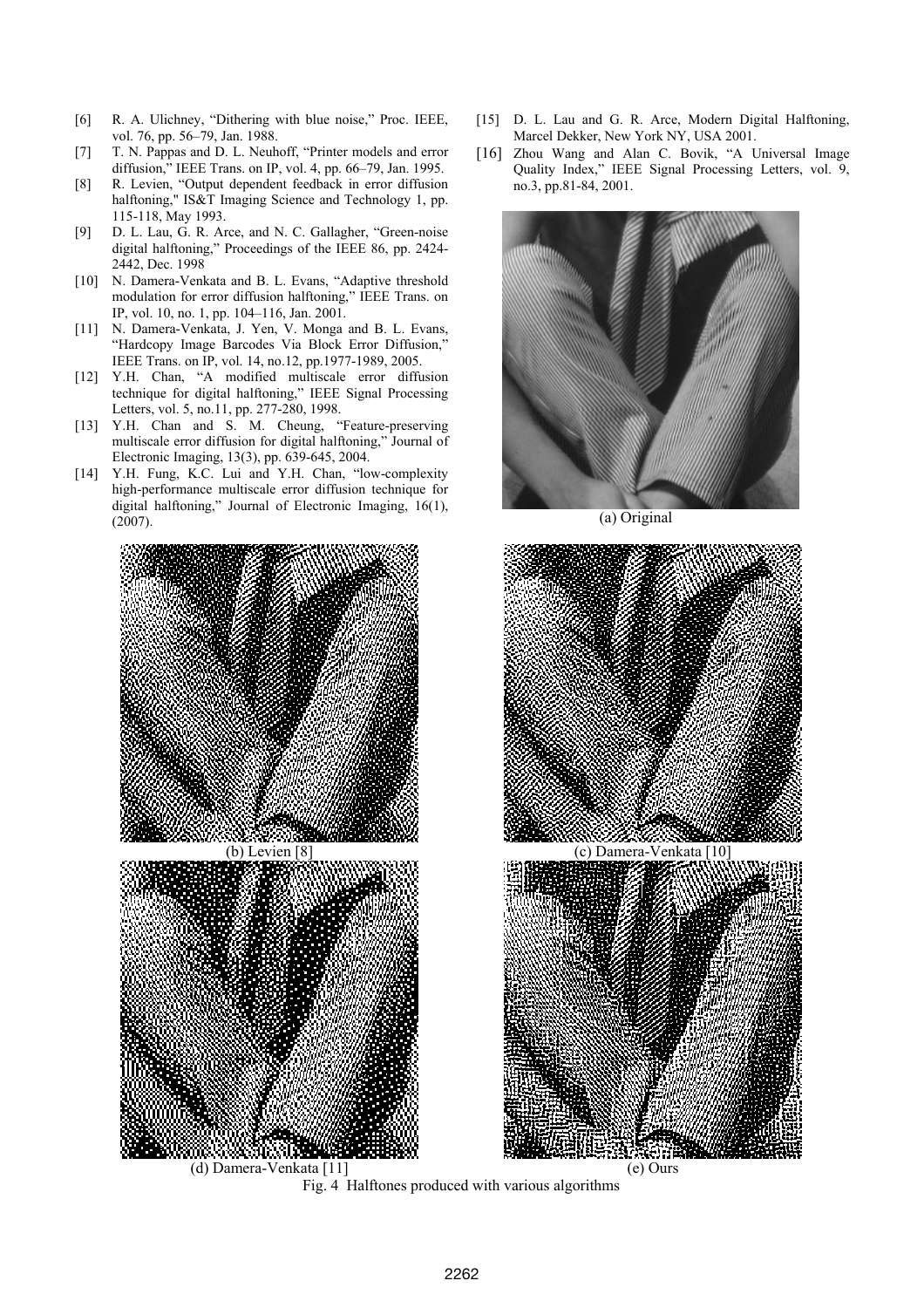[6] R. A. Ulichney, "Dithering with blue noise," Proc. IEEE, vol. 76, pp. 56–79, Jan. 1988.

[7] T. N. Pappas and D. L. Neuhoff, "Printer models and error diffusion," IEEE Trans. on IP, vol. 4, pp. 66–79, Jan. 1995.

[8] R. Levien, "Output dependent feedback in error diffusion halftoning," IS&T Imaging Science and Technology 1, pp. 115-118, May 1993.

[9] D. L. Lau, G. R. Arce, and N. C. Gallagher, "Green-noise digital halftoning," Proceedings of the IEEE 86, pp. 2424-2442, Dec. 1998

[10] N. Damera-Venkata and B. L. Evans, "Adaptive threshold modulation for error diffusion halftoning," IEEE Trans. on IP, vol. 10, no. 1, pp. 104–116, Jan. 2001.

[11] N. Damera-Venkata, J. Yen, V. Monga and B. L. Evans, "Hardcopy Image Barcodes Via Block Error Diffusion," IEEE Trans. on IP, vol. 14, no.12, pp.1977-1989, 2005.

[12] Y.H. Chan, "A modified multiscale error diffusion technique for digital halftoning," IEEE Signal Processing Letters, vol. 5, no.11, pp. 277-280, 1998.

[13] Y.H. Chan and S. M. Cheung, "Feature-preserving multiscale error diffusion for digital halftoning," Journal of Electronic Imaging, 13(3), pp. 639-645, 2004.

[14] Y.H. Fung, K.C. Lui and Y.H. Chan, "low-complexity high-performance multiscale error diffusion technique for digital halftoning," Journal of Electronic Imaging, 16(1), (2007).

[15] D. L. Lau and G. R. Arce, Modern Digital Halftoning, Marcel Dekker, New York NY, USA 2001.

[16] Zhou Wang and Alan C. Bovik, "A Universal Image Quality Index," IEEE Signal Processing Letters, vol. 9, no.3, pp.81-84, 2001.

(a) Original

(b) Levien [8]

(c) Damera-Venkata [10]

(d) Damera-Venkata [11]

(e) Ours

Fig. 4 Halftones produced with various algorithms